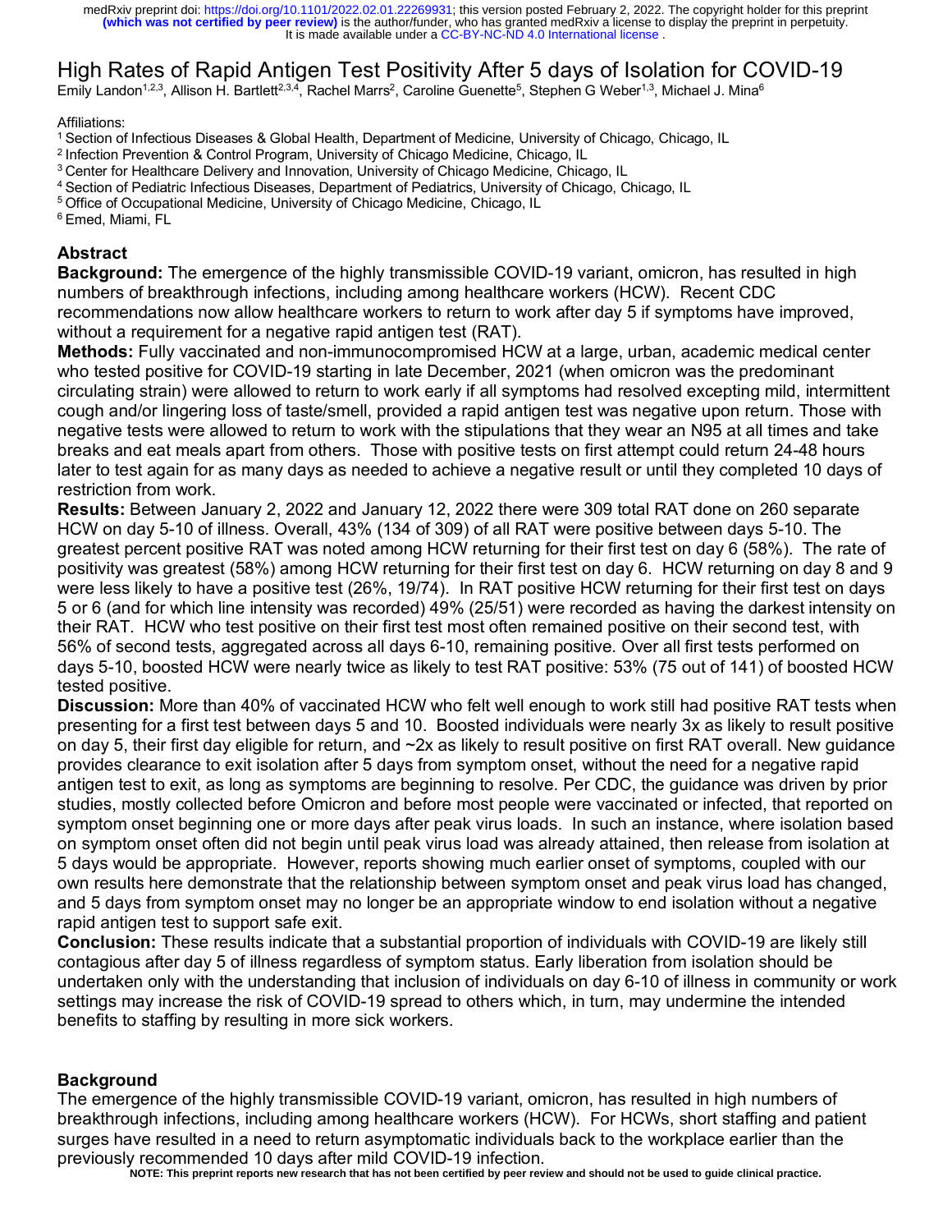# High Rates of Rapid Antigen Test Positivity After 5 days of Isolation for COVID-19

Emily Landon[1,2,3], Allison H. Bartlett[2,3,4], Rachel Marrs[2], Caroline Guenette[5], Stephen G Weber[1,3], Michael J. Mina[6]

Affiliations:
[1] Section of Infectious Diseases & Global Health, Department of Medicine, University of Chicago, Chicago, IL
[2] Infection Prevention & Control Program, University of Chicago Medicine, Chicago, IL
[3] Center for Healthcare Delivery and Innovation, University of Chicago Medicine, Chicago, IL
[4] Section of Pediatric Infectious Diseases, Department of Pediatrics, University of Chicago, Chicago, IL
[5] Office of Occupational Medicine, University of Chicago Medicine, Chicago, IL
[6] Emed, Miami, FL

## Abstract

**Background:** The emergence of the highly transmissible COVID-19 variant, omicron, has resulted in high numbers of breakthrough infections, including among healthcare workers (HCW). Recent CDC recommendations now allow healthcare workers to return to work after day 5 if symptoms have improved, without a requirement for a negative rapid antigen test (RAT).

**Methods:** Fully vaccinated and non-immunocompromised HCW at a large, urban, academic medical center who tested positive for COVID-19 starting in late December, 2021 (when omicron was the predominant circulating strain) were allowed to return to work early if all symptoms had resolved excepting mild, intermittent cough and/or lingering loss of taste/smell, provided a rapid antigen test was negative upon return. Those with negative tests were allowed to return to work with the stipulations that they wear an N95 at all times and take breaks and eat meals apart from others. Those with positive tests on first attempt could return 24-48 hours later to test again for as many days as needed to achieve a negative result or until they completed 10 days of restriction from work.

**Results:** Between January 2, 2022 and January 12, 2022 there were 309 total RAT done on 260 separate HCW on day 5-10 of illness. Overall, 43% (134 of 309) of all RAT were positive between days 5-10. The greatest percent positive RAT was noted among HCW returning for their first test on day 6 (58%). The rate of positivity was greatest (58%) among HCW returning for their first test on day 6. HCW returning on day 8 and 9 were less likely to have a positive test (26%, 19/74). In RAT positive HCW returning for their first test on days 5 or 6 (and for which line intensity was recorded) 49% (25/51) were recorded as having the darkest intensity on their RAT. HCW who test positive on their first test most often remained positive on their second test, with 56% of second tests, aggregated across all days 6-10, remaining positive. Over all first tests performed on days 5-10, boosted HCW were nearly twice as likely to test RAT positive: 53% (75 out of 141) of boosted HCW tested positive.

**Discussion:** More than 40% of vaccinated HCW who felt well enough to work still had positive RAT tests when presenting for a first test between days 5 and 10. Boosted individuals were nearly 3x as likely to result positive on day 5, their first day eligible for return, and ~2x as likely to result positive on first RAT overall. New guidance provides clearance to exit isolation after 5 days from symptom onset, without the need for a negative rapid antigen test to exit, as long as symptoms are beginning to resolve. Per CDC, the guidance was driven by prior studies, mostly collected before Omicron and before most people were vaccinated or infected, that reported on symptom onset beginning one or more days after peak virus loads. In such an instance, where isolation based on symptom onset often did not begin until peak virus load was already attained, then release from isolation at 5 days would be appropriate. However, reports showing much earlier onset of symptoms, coupled with our own results here demonstrate that the relationship between symptom onset and peak virus load has changed, and 5 days from symptom onset may no longer be an appropriate window to end isolation without a negative rapid antigen test to support safe exit.

**Conclusion:** These results indicate that a substantial proportion of individuals with COVID-19 are likely still contagious after day 5 of illness regardless of symptom status. Early liberation from isolation should be undertaken only with the understanding that inclusion of individuals on day 6-10 of illness in community or work settings may increase the risk of COVID-19 spread to others which, in turn, may undermine the intended benefits to staffing by resulting in more sick workers.

## Background

The emergence of the highly transmissible COVID-19 variant, omicron, has resulted in high numbers of breakthrough infections, including among healthcare workers (HCW). For HCWs, short staffing and patient surges have resulted in a need to return asymptomatic individuals back to the workplace earlier than the previously recommended 10 days after mild COVID-19 infection.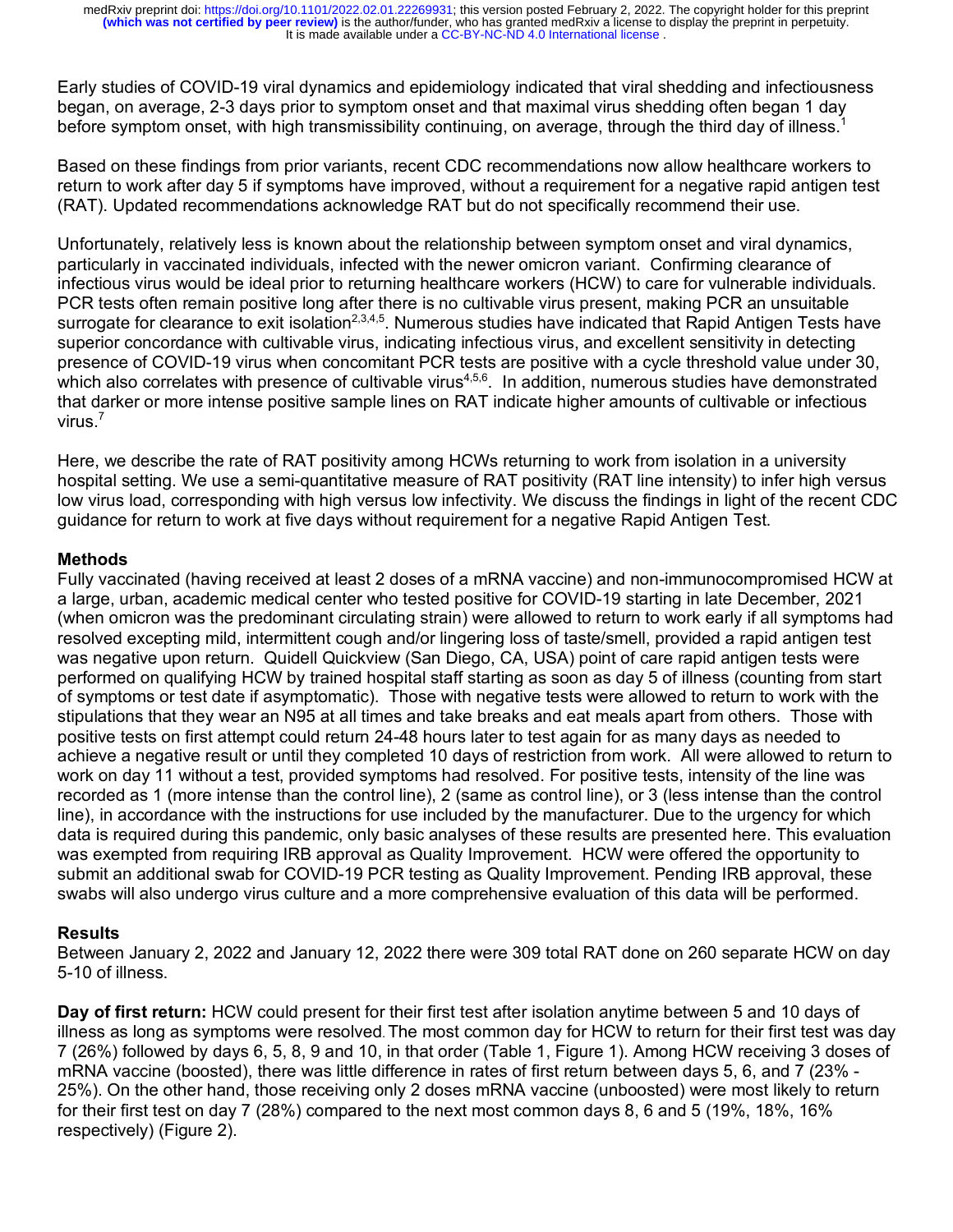Early studies of COVID-19 viral dynamics and epidemiology indicated that viral shedding and infectiousness began, on average, 2-3 days prior to symptom onset and that maximal virus shedding often began 1 day before symptom onset, with high transmissibility continuing, on average, through the third day of illness.[1]

Based on these findings from prior variants, recent CDC recommendations now allow healthcare workers to return to work after day 5 if symptoms have improved, without a requirement for a negative rapid antigen test (RAT). Updated recommendations acknowledge RAT but do not specifically recommend their use.

Unfortunately, relatively less is known about the relationship between symptom onset and viral dynamics, particularly in vaccinated individuals, infected with the newer omicron variant. Confirming clearance of infectious virus would be ideal prior to returning healthcare workers (HCW) to care for vulnerable individuals. PCR tests often remain positive long after there is no cultivable virus present, making PCR an unsuitable surrogate for clearance to exit isolation[2,3,4,5]. Numerous studies have indicated that Rapid Antigen Tests have superior concordance with cultivable virus, indicating infectious virus, and excellent sensitivity in detecting presence of COVID-19 virus when concomitant PCR tests are positive with a cycle threshold value under 30, which also correlates with presence of cultivable virus[4,5,6]. In addition, numerous studies have demonstrated that darker or more intense positive sample lines on RAT indicate higher amounts of cultivable or infectious virus.[7]

Here, we describe the rate of RAT positivity among HCWs returning to work from isolation in a university hospital setting. We use a semi-quantitative measure of RAT positivity (RAT line intensity) to infer high versus low virus load, corresponding with high versus low infectivity. We discuss the findings in light of the recent CDC guidance for return to work at five days without requirement for a negative Rapid Antigen Test.

## Methods

Fully vaccinated (having received at least 2 doses of a mRNA vaccine) and non-immunocompromised HCW at a large, urban, academic medical center who tested positive for COVID-19 starting in late December, 2021 (when omicron was the predominant circulating strain) were allowed to return to work early if all symptoms had resolved excepting mild, intermittent cough and/or lingering loss of taste/smell, provided a rapid antigen test was negative upon return. Quidell Quickview (San Diego, CA, USA) point of care rapid antigen tests were performed on qualifying HCW by trained hospital staff starting as soon as day 5 of illness (counting from start of symptoms or test date if asymptomatic). Those with negative tests were allowed to return to work with the stipulations that they wear an N95 at all times and take breaks and eat meals apart from others. Those with positive tests on first attempt could return 24-48 hours later to test again for as many days as needed to achieve a negative result or until they completed 10 days of restriction from work. All were allowed to return to work on day 11 without a test, provided symptoms had resolved. For positive tests, intensity of the line was recorded as 1 (more intense than the control line), 2 (same as control line), or 3 (less intense than the control line), in accordance with the instructions for use included by the manufacturer. Due to the urgency for which data is required during this pandemic, only basic analyses of these results are presented here. This evaluation was exempted from requiring IRB approval as Quality Improvement. HCW were offered the opportunity to submit an additional swab for COVID-19 PCR testing as Quality Improvement. Pending IRB approval, these swabs will also undergo virus culture and a more comprehensive evaluation of this data will be performed.

## Results

Between January 2, 2022 and January 12, 2022 there were 309 total RAT done on 260 separate HCW on day 5-10 of illness.

**Day of first return:** HCW could present for their first test after isolation anytime between 5 and 10 days of illness as long as symptoms were resolved. The most common day for HCW to return for their first test was day 7 (26%) followed by days 6, 5, 8, 9 and 10, in that order (Table 1, Figure 1). Among HCW receiving 3 doses of mRNA vaccine (boosted), there was little difference in rates of first return between days 5, 6, and 7 (23% - 25%). On the other hand, those receiving only 2 doses mRNA vaccine (unboosted) were most likely to return for their first test on day 7 (28%) compared to the next most common days 8, 6 and 5 (19%, 18%, 16% respectively) (Figure 2).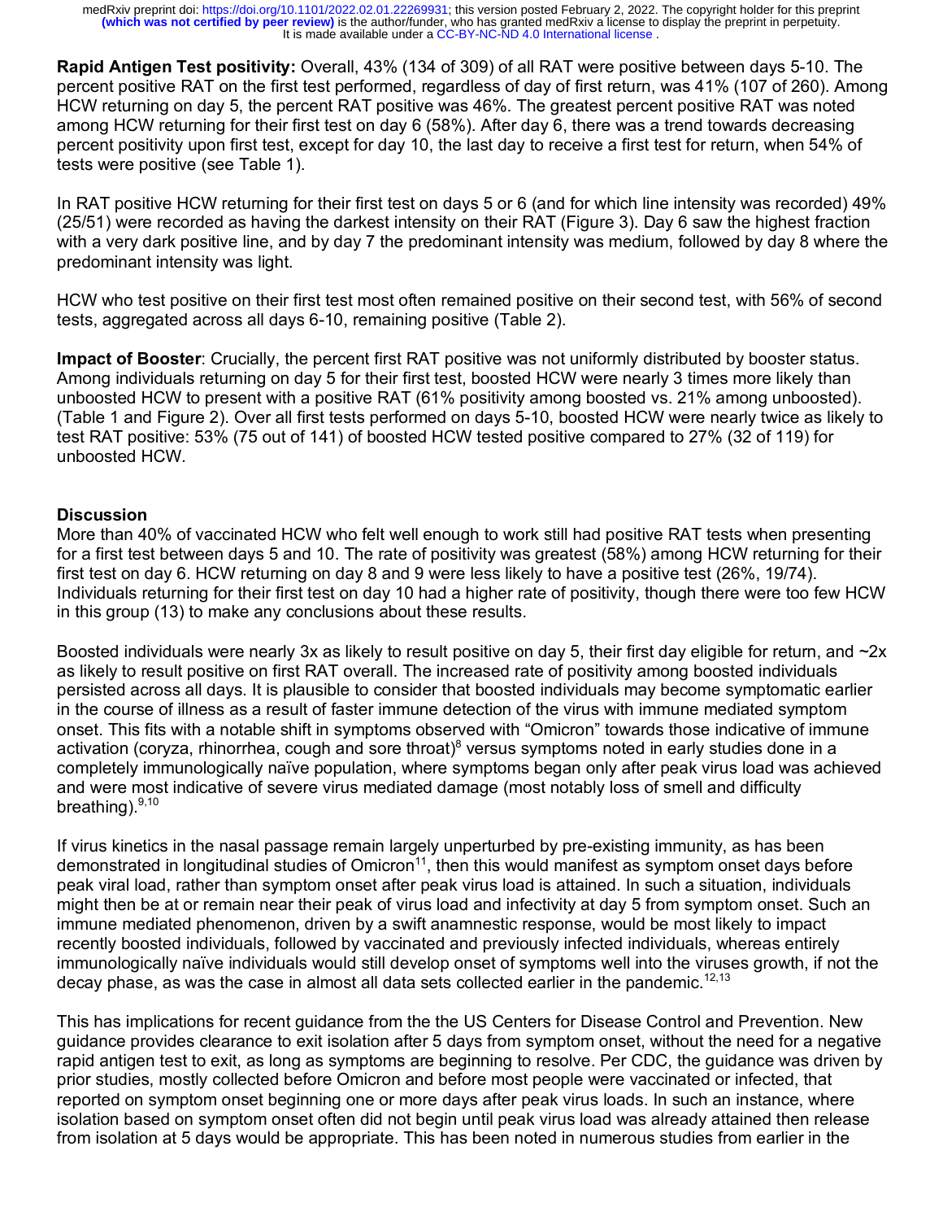**Rapid Antigen Test positivity:** Overall, 43% (134 of 309) of all RAT were positive between days 5-10. The percent positive RAT on the first test performed, regardless of day of first return, was 41% (107 of 260). Among HCW returning on day 5, the percent RAT positive was 46%. The greatest percent positive RAT was noted among HCW returning for their first test on day 6 (58%). After day 6, there was a trend towards decreasing percent positivity upon first test, except for day 10, the last day to receive a first test for return, when 54% of tests were positive (see Table 1).

In RAT positive HCW returning for their first test on days 5 or 6 (and for which line intensity was recorded) 49% (25/51) were recorded as having the darkest intensity on their RAT (Figure 3). Day 6 saw the highest fraction with a very dark positive line, and by day 7 the predominant intensity was medium, followed by day 8 where the predominant intensity was light.

HCW who test positive on their first test most often remained positive on their second test, with 56% of second tests, aggregated across all days 6-10, remaining positive (Table 2).

**Impact of Booster**: Crucially, the percent first RAT positive was not uniformly distributed by booster status. Among individuals returning on day 5 for their first test, boosted HCW were nearly 3 times more likely than unboosted HCW to present with a positive RAT (61% positivity among boosted vs. 21% among unboosted). (Table 1 and Figure 2). Over all first tests performed on days 5-10, boosted HCW were nearly twice as likely to test RAT positive: 53% (75 out of 141) of boosted HCW tested positive compared to 27% (32 of 119) for unboosted HCW.

## Discussion

More than 40% of vaccinated HCW who felt well enough to work still had positive RAT tests when presenting for a first test between days 5 and 10. The rate of positivity was greatest (58%) among HCW returning for their first test on day 6. HCW returning on day 8 and 9 were less likely to have a positive test (26%, 19/74). Individuals returning for their first test on day 10 had a higher rate of positivity, though there were too few HCW in this group (13) to make any conclusions about these results.

Boosted individuals were nearly 3x as likely to result positive on day 5, their first day eligible for return, and ~2x as likely to result positive on first RAT overall. The increased rate of positivity among boosted individuals persisted across all days. It is plausible to consider that boosted individuals may become symptomatic earlier in the course of illness as a result of faster immune detection of the virus with immune mediated symptom onset. This fits with a notable shift in symptoms observed with "Omicron" towards those indicative of immune activation (coryza, rhinorrhea, cough and sore throat)[8] versus symptoms noted in early studies done in a completely immunologically naïve population, where symptoms began only after peak virus load was achieved and were most indicative of severe virus mediated damage (most notably loss of smell and difficulty breathing).[9,10]

If virus kinetics in the nasal passage remain largely unperturbed by pre-existing immunity, as has been demonstrated in longitudinal studies of Omicron[11], then this would manifest as symptom onset days before peak viral load, rather than symptom onset after peak virus load is attained. In such a situation, individuals might then be at or remain near their peak of virus load and infectivity at day 5 from symptom onset. Such an immune mediated phenomenon, driven by a swift anamnestic response, would be most likely to impact recently boosted individuals, followed by vaccinated and previously infected individuals, whereas entirely immunologically naïve individuals would still develop onset of symptoms well into the viruses growth, if not the decay phase, as was the case in almost all data sets collected earlier in the pandemic.[12,13]

This has implications for recent guidance from the the US Centers for Disease Control and Prevention. New guidance provides clearance to exit isolation after 5 days from symptom onset, without the need for a negative rapid antigen test to exit, as long as symptoms are beginning to resolve. Per CDC, the guidance was driven by prior studies, mostly collected before Omicron and before most people were vaccinated or infected, that reported on symptom onset beginning one or more days after peak virus loads. In such an instance, where isolation based on symptom onset often did not begin until peak virus load was already attained then release from isolation at 5 days would be appropriate. This has been noted in numerous studies from earlier in the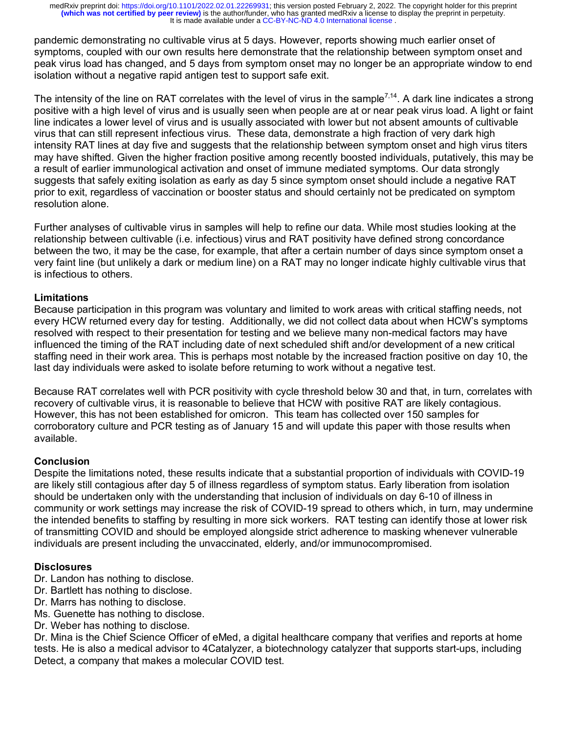pandemic demonstrating no cultivable virus at 5 days. However, reports showing much earlier onset of symptoms, coupled with our own results here demonstrate that the relationship between symptom onset and peak virus load has changed, and 5 days from symptom onset may no longer be an appropriate window to end isolation without a negative rapid antigen test to support safe exit.

The intensity of the line on RAT correlates with the level of virus in the sample[7,14]. A dark line indicates a strong positive with a high level of virus and is usually seen when people are at or near peak virus load. A light or faint line indicates a lower level of virus and is usually associated with lower but not absent amounts of cultivable virus that can still represent infectious virus. These data, demonstrate a high fraction of very dark high intensity RAT lines at day five and suggests that the relationship between symptom onset and high virus titers may have shifted. Given the higher fraction positive among recently boosted individuals, putatively, this may be a result of earlier immunological activation and onset of immune mediated symptoms. Our data strongly suggests that safely exiting isolation as early as day 5 since symptom onset should include a negative RAT prior to exit, regardless of vaccination or booster status and should certainly not be predicated on symptom resolution alone.

Further analyses of cultivable virus in samples will help to refine our data. While most studies looking at the relationship between cultivable (i.e. infectious) virus and RAT positivity have defined strong concordance between the two, it may be the case, for example, that after a certain number of days since symptom onset a very faint line (but unlikely a dark or medium line) on a RAT may no longer indicate highly cultivable virus that is infectious to others.

### Limitations

Because participation in this program was voluntary and limited to work areas with critical staffing needs, not every HCW returned every day for testing. Additionally, we did not collect data about when HCW's symptoms resolved with respect to their presentation for testing and we believe many non-medical factors may have influenced the timing of the RAT including date of next scheduled shift and/or development of a new critical staffing need in their work area. This is perhaps most notable by the increased fraction positive on day 10, the last day individuals were asked to isolate before returning to work without a negative test.

Because RAT correlates well with PCR positivity with cycle threshold below 30 and that, in turn, correlates with recovery of cultivable virus, it is reasonable to believe that HCW with positive RAT are likely contagious. However, this has not been established for omicron. This team has collected over 150 samples for corroboratory culture and PCR testing as of January 15 and will update this paper with those results when available.

### Conclusion

Despite the limitations noted, these results indicate that a substantial proportion of individuals with COVID-19 are likely still contagious after day 5 of illness regardless of symptom status. Early liberation from isolation should be undertaken only with the understanding that inclusion of individuals on day 6-10 of illness in community or work settings may increase the risk of COVID-19 spread to others which, in turn, may undermine the intended benefits to staffing by resulting in more sick workers. RAT testing can identify those at lower risk of transmitting COVID and should be employed alongside strict adherence to masking whenever vulnerable individuals are present including the unvaccinated, elderly, and/or immunocompromised.

### Disclosures

Dr. Landon has nothing to disclose.
Dr. Bartlett has nothing to disclose.
Dr. Marrs has nothing to disclose.
Ms. Guenette has nothing to disclose.
Dr. Weber has nothing to disclose.
Dr. Mina is the Chief Science Officer of eMed, a digital healthcare company that verifies and reports at home tests. He is also a medical advisor to 4Catalyzer, a biotechnology catalyzer that supports start-ups, including Detect, a company that makes a molecular COVID test.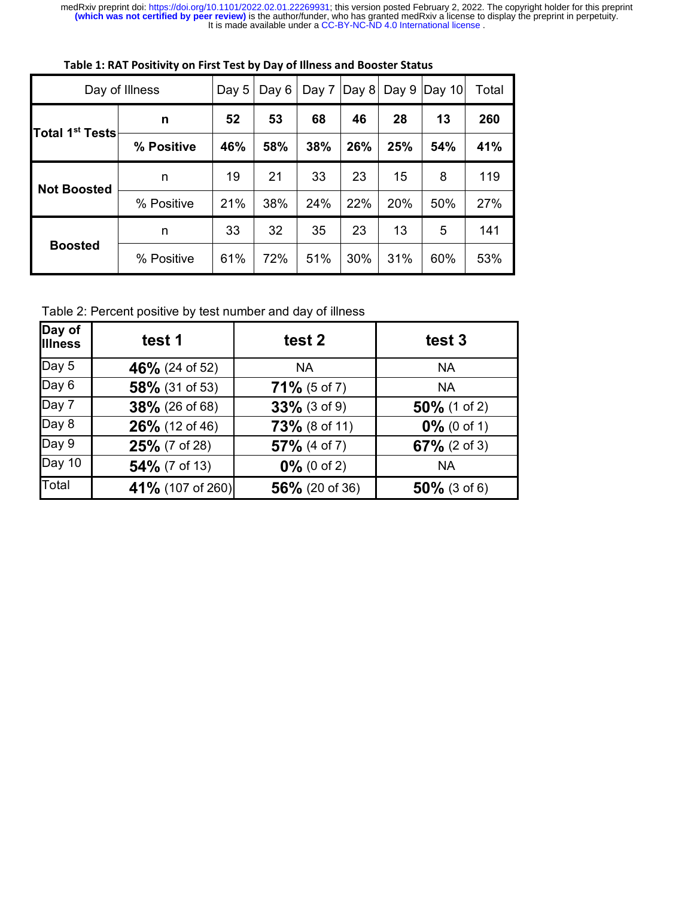**Table 1: RAT Positivity on First Test by Day of Illness and Booster Status**

| Day of Illness | | Day 5 | Day 6 | Day 7 | Day 8 | Day 9 | Day 10 | Total |
|---|---|---|---|---|---|---|---|---|
| **Total 1st Tests** | **n** | **52** | **53** | **68** | **46** | **28** | **13** | **260** |
| | **% Positive** | **46%** | **58%** | **38%** | **26%** | **25%** | **54%** | **41%** |
| **Not Boosted** | n | 19 | 21 | 33 | 23 | 15 | 8 | 119 |
| | % Positive | 21% | 38% | 24% | 22% | 20% | 50% | 27% |
| **Boosted** | n | 33 | 32 | 35 | 23 | 13 | 5 | 141 |
| | % Positive | 61% | 72% | 51% | 30% | 31% | 60% | 53% |

Table 2: Percent positive by test number and day of illness

| **Day of Illness** | **test 1** | **test 2** | **test 3** |
|---|---|---|---|
| Day 5 | **46%** (24 of 52) | NA | NA |
| Day 6 | **58%** (31 of 53) | **71%** (5 of 7) | NA |
| Day 7 | **38%** (26 of 68) | **33%** (3 of 9) | **50%** (1 of 2) |
| Day 8 | **26%** (12 of 46) | **73%** (8 of 11) | **0%** (0 of 1) |
| Day 9 | **25%** (7 of 28) | **57%** (4 of 7) | **67%** (2 of 3) |
| Day 10 | **54%** (7 of 13) | **0%** (0 of 2) | NA |
| Total | **41%** (107 of 260) | **56%** (20 of 36) | **50%** (3 of 6) |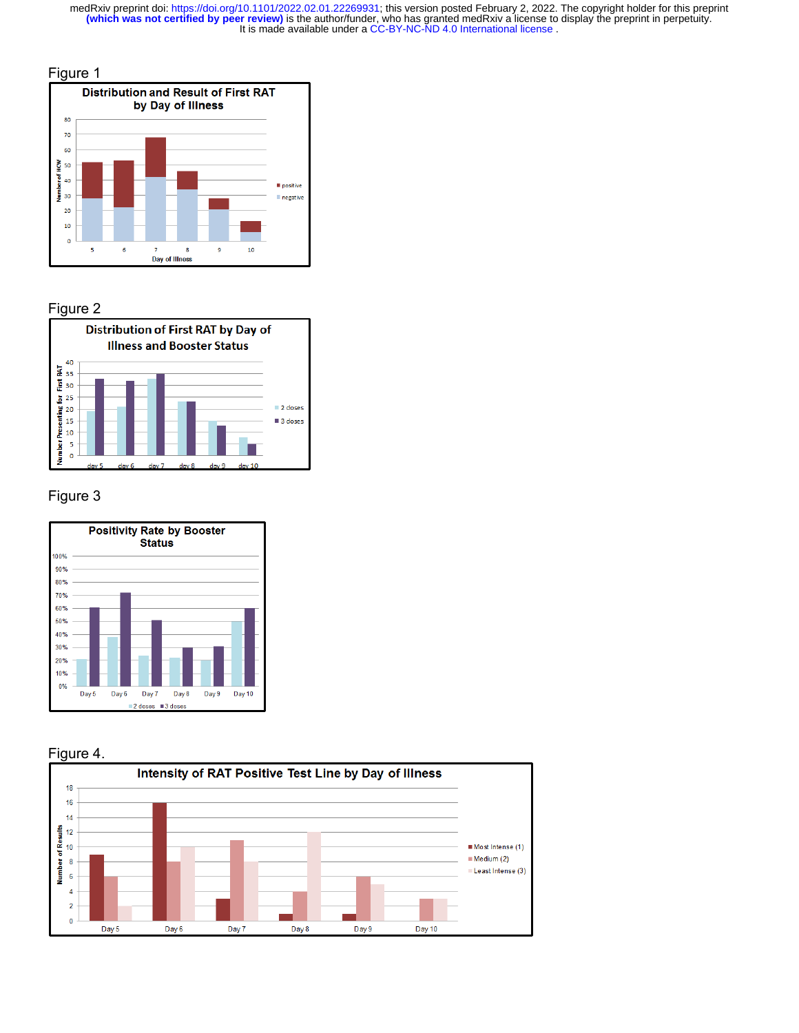Figure 1

Figure 2

Figure 3

Figure 4.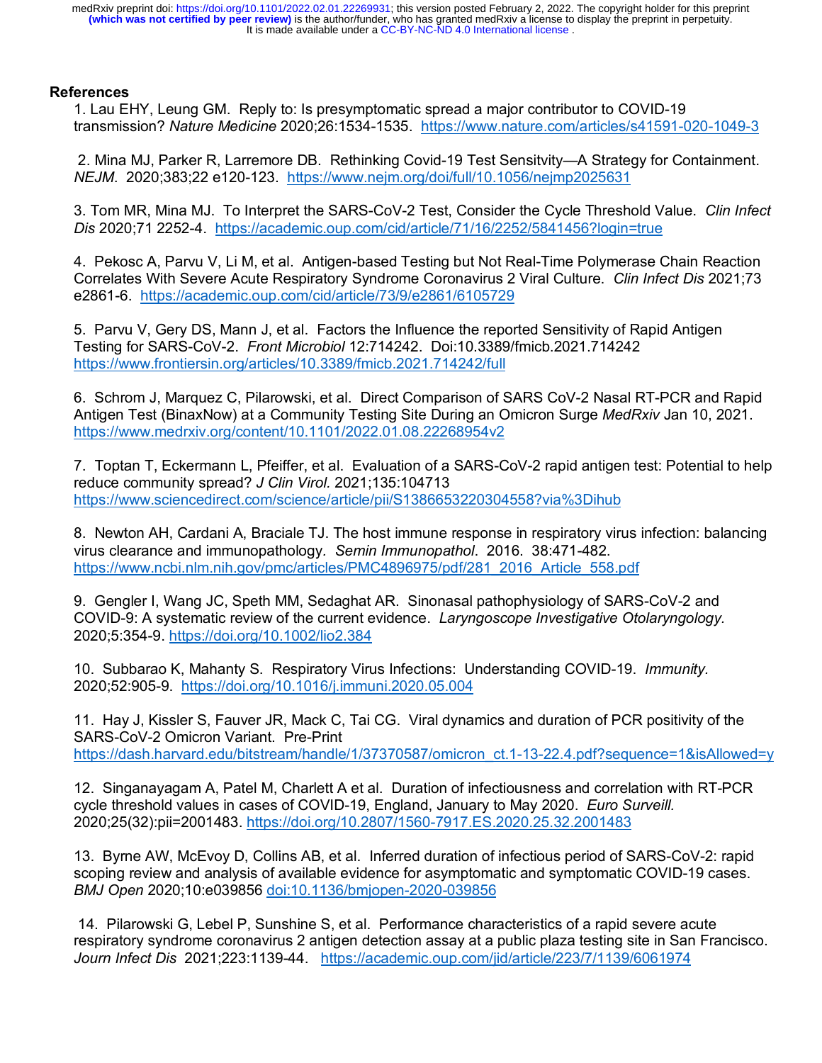## References

1. Lau EHY, Leung GM. Reply to: Is presymptomatic spread a major contributor to COVID-19 transmission? *Nature Medicine* 2020;26:1534-1535. https://www.nature.com/articles/s41591-020-1049-3

2. Mina MJ, Parker R, Larremore DB. Rethinking Covid-19 Test Sensitvity—A Strategy for Containment. *NEJM*. 2020;383;22 e120-123. https://www.nejm.org/doi/full/10.1056/nejmp2025631

3. Tom MR, Mina MJ. To Interpret the SARS-CoV-2 Test, Consider the Cycle Threshold Value. *Clin Infect Dis* 2020;71 2252-4. https://academic.oup.com/cid/article/71/16/2252/5841456?login=true

4. Pekosc A, Parvu V, Li M, et al. Antigen-based Testing but Not Real-Time Polymerase Chain Reaction Correlates With Severe Acute Respiratory Syndrome Coronavirus 2 Viral Culture. *Clin Infect Dis* 2021;73 e2861-6. https://academic.oup.com/cid/article/73/9/e2861/6105729

5. Parvu V, Gery DS, Mann J, et al. Factors the Influence the reported Sensitivity of Rapid Antigen Testing for SARS-CoV-2. *Front Microbiol* 12:714242. Doi:10.3389/fmicb.2021.714242 https://www.frontiersin.org/articles/10.3389/fmicb.2021.714242/full

6. Schrom J, Marquez C, Pilarowski, et al. Direct Comparison of SARS CoV-2 Nasal RT-PCR and Rapid Antigen Test (BinaxNow) at a Community Testing Site During an Omicron Surge *MedRxiv* Jan 10, 2021. https://www.medrxiv.org/content/10.1101/2022.01.08.22268954v2

7. Toptan T, Eckermann L, Pfeiffer, et al. Evaluation of a SARS-CoV-2 rapid antigen test: Potential to help reduce community spread? *J Clin Virol.* 2021;135:104713 https://www.sciencedirect.com/science/article/pii/S1386653220304558?via%3Dihub

8. Newton AH, Cardani A, Braciale TJ. The host immune response in respiratory virus infection: balancing virus clearance and immunopathology. *Semin Immunopathol*. 2016. 38:471-482. https://www.ncbi.nlm.nih.gov/pmc/articles/PMC4896975/pdf/281_2016_Article_558.pdf

9. Gengler I, Wang JC, Speth MM, Sedaghat AR. Sinonasal pathophysiology of SARS-CoV-2 and COVID-9: A systematic review of the current evidence. *Laryngoscope Investigative Otolaryngology.* 2020;5:354-9. https://doi.org/10.1002/lio2.384

10. Subbarao K, Mahanty S. Respiratory Virus Infections: Understanding COVID-19. *Immunity.* 2020;52:905-9. https://doi.org/10.1016/j.immuni.2020.05.004

11. Hay J, Kissler S, Fauver JR, Mack C, Tai CG. Viral dynamics and duration of PCR positivity of the SARS-CoV-2 Omicron Variant. Pre-Print https://dash.harvard.edu/bitstream/handle/1/37370587/omicron_ct.1-13-22.4.pdf?sequence=1&isAllowed=y

12. Singanayagam A, Patel M, Charlett A et al. Duration of infectiousness and correlation with RT-PCR cycle threshold values in cases of COVID-19, England, January to May 2020. *Euro Surveill.* 2020;25(32):pii=2001483. https://doi.org/10.2807/1560-7917.ES.2020.25.32.2001483

13. Byrne AW, McEvoy D, Collins AB, et al. Inferred duration of infectious period of SARS-CoV-2: rapid scoping review and analysis of available evidence for asymptomatic and symptomatic COVID-19 cases. *BMJ Open* 2020;10:e039856 doi:10.1136/bmjopen-2020-039856

14. Pilarowski G, Lebel P, Sunshine S, et al. Performance characteristics of a rapid severe acute respiratory syndrome coronavirus 2 antigen detection assay at a public plaza testing site in San Francisco. *Journ Infect Dis* 2021;223:1139-44. https://academic.oup.com/jid/article/223/7/1139/6061974